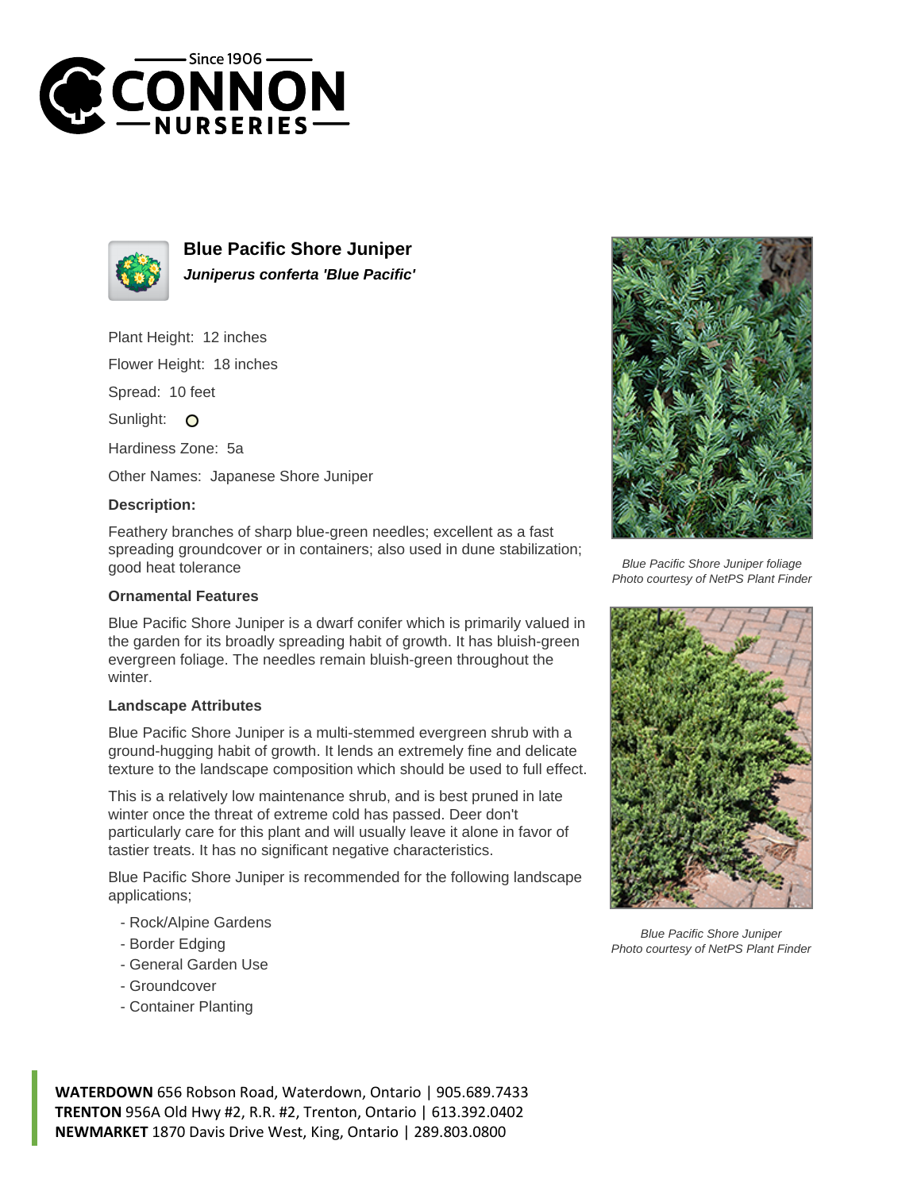# Blue Pacific Shore Juniper

***Juniperus conferta 'Blue Pacific'***

Plant Height: 12 inches

Flower Height: 18 inches

Spread: 10 feet

Sunlight:

Hardiness Zone: 5a

Other Names: Japanese Shore Juniper

### Description:

Feathery branches of sharp blue-green needles; excellent as a fast spreading groundcover or in containers; also used in dune stabilization; good heat tolerance

### Ornamental Features

Blue Pacific Shore Juniper is a dwarf conifer which is primarily valued in the garden for its broadly spreading habit of growth. It has bluish-green evergreen foliage. The needles remain bluish-green throughout the winter.

### Landscape Attributes

Blue Pacific Shore Juniper is a multi-stemmed evergreen shrub with a ground-hugging habit of growth. It lends an extremely fine and delicate texture to the landscape composition which should be used to full effect.

This is a relatively low maintenance shrub, and is best pruned in late winter once the threat of extreme cold has passed. Deer don't particularly care for this plant and will usually leave it alone in favor of tastier treats. It has no significant negative characteristics.

Blue Pacific Shore Juniper is recommended for the following landscape applications;

- Rock/Alpine Gardens
- Border Edging
- General Garden Use
- Groundcover
- Container Planting

*Blue Pacific Shore Juniper foliage*
*Photo courtesy of NetPS Plant Finder*

*Blue Pacific Shore Juniper*
*Photo courtesy of NetPS Plant Finder*

**WATERDOWN** 656 Robson Road, Waterdown, Ontario | 905.689.7433
**TRENTON** 956A Old Hwy #2, R.R. #2, Trenton, Ontario | 613.392.0402
**NEWMARKET** 1870 Davis Drive West, King, Ontario | 289.803.0800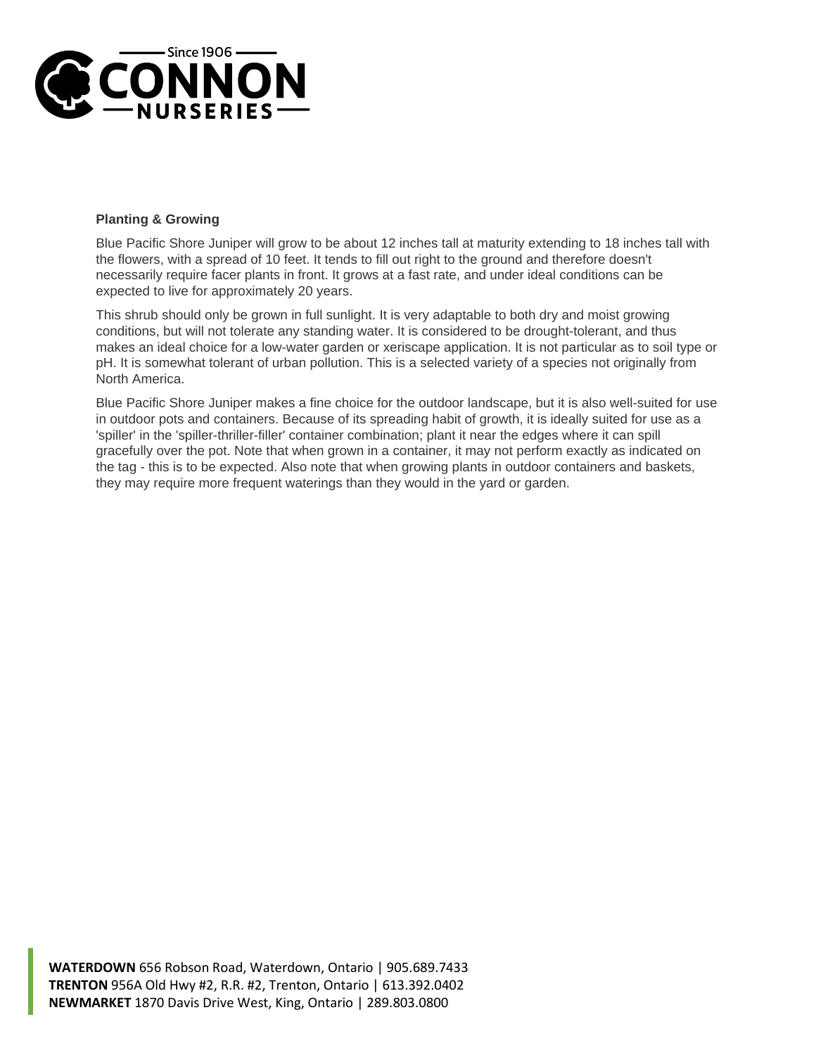### Planting & Growing

Blue Pacific Shore Juniper will grow to be about 12 inches tall at maturity extending to 18 inches tall with the flowers, with a spread of 10 feet. It tends to fill out right to the ground and therefore doesn't necessarily require facer plants in front. It grows at a fast rate, and under ideal conditions can be expected to live for approximately 20 years.

This shrub should only be grown in full sunlight. It is very adaptable to both dry and moist growing conditions, but will not tolerate any standing water. It is considered to be drought-tolerant, and thus makes an ideal choice for a low-water garden or xeriscape application. It is not particular as to soil type or pH. It is somewhat tolerant of urban pollution. This is a selected variety of a species not originally from North America.

Blue Pacific Shore Juniper makes a fine choice for the outdoor landscape, but it is also well-suited for use in outdoor pots and containers. Because of its spreading habit of growth, it is ideally suited for use as a 'spiller' in the 'spiller-thriller-filler' container combination; plant it near the edges where it can spill gracefully over the pot. Note that when grown in a container, it may not perform exactly as indicated on the tag - this is to be expected. Also note that when growing plants in outdoor containers and baskets, they may require more frequent waterings than they would in the yard or garden.